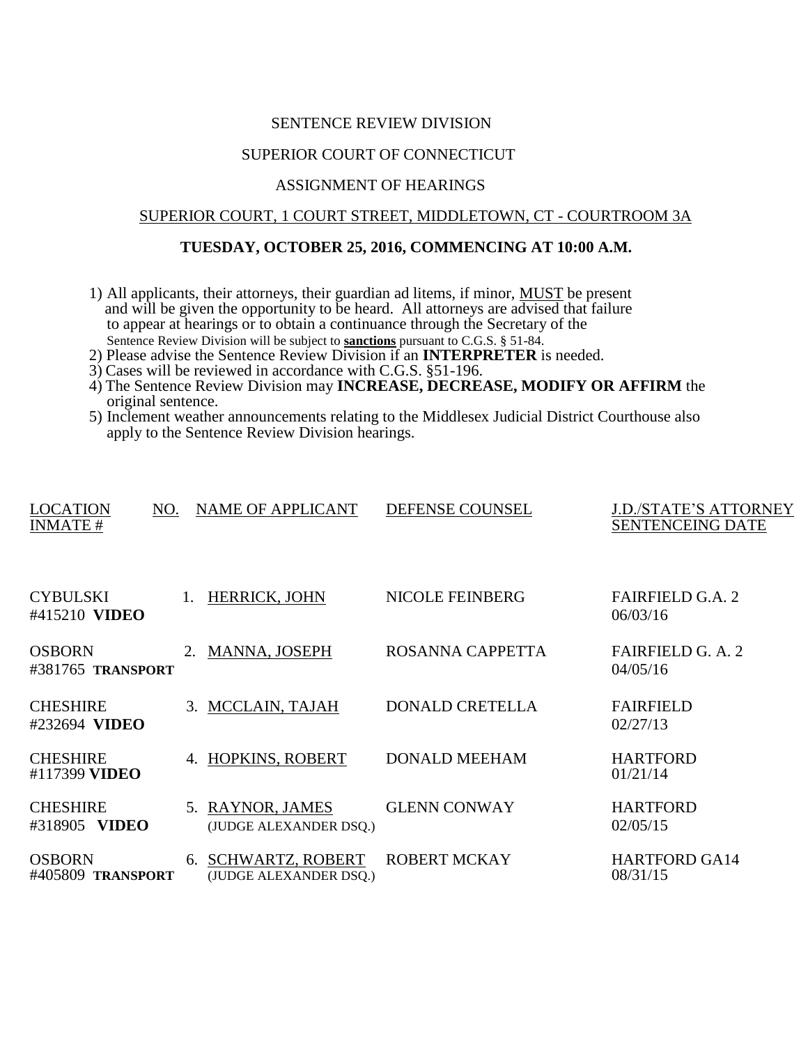SENTENCE REVIEW DIVISION

SUPERIOR COURT OF CONNECTICUT

ASSIGNMENT OF HEARINGS

SUPERIOR COURT, 1 COURT STREET, MIDDLETOWN, CT - COURTROOM 3A

**TUESDAY, OCTOBER 25, 2016, COMMENCING AT 10:00 A.M.**

1) All applicants, their attorneys, their guardian ad litems, if minor, MUST be present and will be given the opportunity to be heard. All attorneys are advised that failure to appear at hearings or to obtain a continuance through the Secretary of the Sentence Review Division will be subject to **sanctions** pursuant to C.G.S. § 51-84.
2) Please advise the Sentence Review Division if an **INTERPRETER** is needed.
3) Cases will be reviewed in accordance with C.G.S. §51-196.
4) The Sentence Review Division may **INCREASE, DECREASE, MODIFY OR AFFIRM** the original sentence.
5) Inclement weather announcements relating to the Middlesex Judicial District Courthouse also apply to the Sentence Review Division hearings.

| LOCATION INMATE # | NO. | NAME OF APPLICANT | DEFENSE COUNSEL | J.D./STATE'S ATTORNEY SENTENCEING DATE |
|---|---|---|---|---|
| CYBULSKI #415210 **VIDEO** | 1. | HERRICK, JOHN | NICOLE FEINBERG | FAIRFIELD G.A. 2 06/03/16 |
| OSBORN #381765 **TRANSPORT** | 2. | MANNA, JOSEPH | ROSANNA CAPPETTA | FAIRFIELD G. A. 2 04/05/16 |
| CHESHIRE #232694 **VIDEO** | 3. | MCCLAIN, TAJAH | DONALD CRETELLA | FAIRFIELD 02/27/13 |
| CHESHIRE #117399 **VIDEO** | 4. | HOPKINS, ROBERT | DONALD MEEHAM | HARTFORD 01/21/14 |
| CHESHIRE #318905 **VIDEO** | 5. | RAYNOR, JAMES (JUDGE ALEXANDER DSQ.) | GLENN CONWAY | HARTFORD 02/05/15 |
| OSBORN #405809 **TRANSPORT** | 6. | SCHWARTZ, ROBERT (JUDGE ALEXANDER DSQ.) | ROBERT MCKAY | HARTFORD GA14 08/31/15 |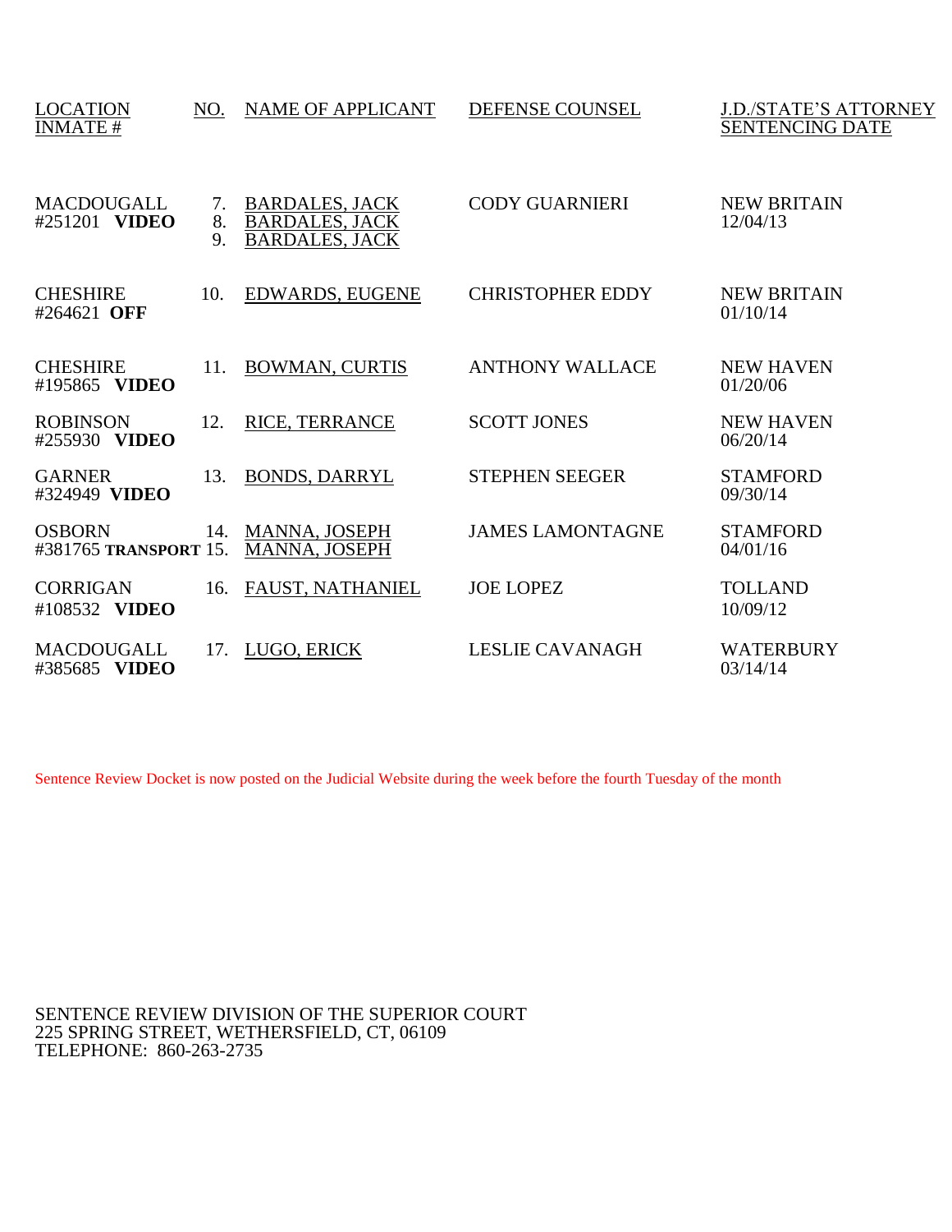| LOCATION<br>INMATE # | NO. | NAME OF APPLICANT | DEFENSE COUNSEL | J.D./STATE'S ATTORNEY<br>SENTENCING DATE |
|---|---|---|---|---|
| MACDOUGALL<br>#251201 **VIDEO** | 7.<br>8.<br>9. | BARDALES, JACK<br>BARDALES, JACK<br>BARDALES, JACK | CODY GUARNIERI | NEW BRITAIN<br>12/04/13 |
| CHESHIRE<br>#264621 **OFF** | 10. | EDWARDS, EUGENE | CHRISTOPHER EDDY | NEW BRITAIN<br>01/10/14 |
| CHESHIRE<br>#195865 **VIDEO** | 11. | BOWMAN, CURTIS | ANTHONY WALLACE | NEW HAVEN<br>01/20/06 |
| ROBINSON<br>#255930 **VIDEO** | 12. | RICE, TERRANCE | SCOTT JONES | NEW HAVEN<br>06/20/14 |
| GARNER<br>#324949 **VIDEO** | 13. | BONDS, DARRYL | STEPHEN SEEGER | STAMFORD<br>09/30/14 |
| OSBORN<br>#381765 **TRANSPORT** | 14.<br>15. | MANNA, JOSEPH<br>MANNA, JOSEPH | JAMES LAMONTAGNE | STAMFORD<br>04/01/16 |
| CORRIGAN<br>#108532 **VIDEO** | 16. | FAUST, NATHANIEL | JOE LOPEZ | TOLLAND<br>10/09/12 |
| MACDOUGALL<br>#385685 **VIDEO** | 17. | LUGO, ERICK | LESLIE CAVANAGH | WATERBURY<br>03/14/14 |

Sentence Review Docket is now posted on the Judicial Website during the week before the fourth Tuesday of the month

SENTENCE REVIEW DIVISION OF THE SUPERIOR COURT
225 SPRING STREET, WETHERSFIELD, CT, 06109
TELEPHONE: 860-263-2735